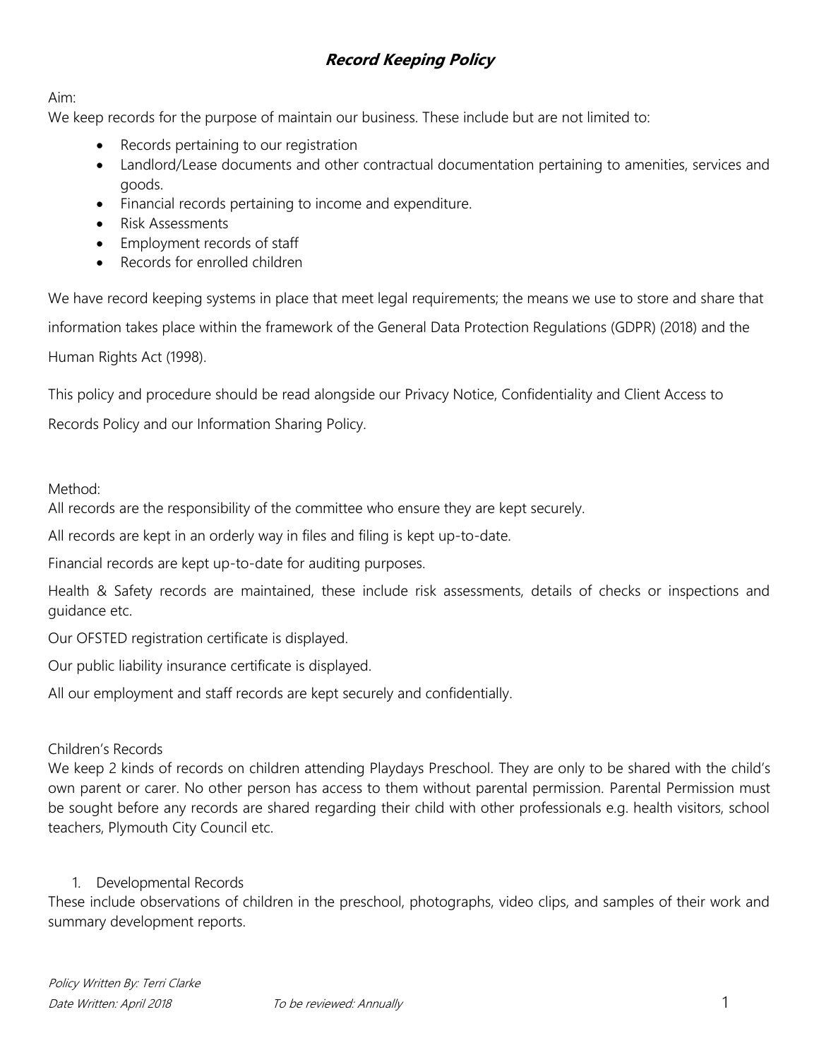# ***Record Keeping Policy***

Aim:
We keep records for the purpose of maintain our business. These include but are not limited to:

- Records pertaining to our registration
- Landlord/Lease documents and other contractual documentation pertaining to amenities, services and goods.
- Financial records pertaining to income and expenditure.
- Risk Assessments
- Employment records of staff
- Records for enrolled children

We have record keeping systems in place that meet legal requirements; the means we use to store and share that information takes place within the framework of the General Data Protection Regulations (GDPR) (2018) and the Human Rights Act (1998).

This policy and procedure should be read alongside our Privacy Notice, Confidentiality and Client Access to Records Policy and our Information Sharing Policy.

Method:
All records are the responsibility of the committee who ensure they are kept securely.

All records are kept in an orderly way in files and filing is kept up-to-date.

Financial records are kept up-to-date for auditing purposes.

Health & Safety records are maintained, these include risk assessments, details of checks or inspections and guidance etc.

Our OFSTED registration certificate is displayed.

Our public liability insurance certificate is displayed.

All our employment and staff records are kept securely and confidentially.

Children's Records
We keep 2 kinds of records on children attending Playdays Preschool. They are only to be shared with the child's own parent or carer. No other person has access to them without parental permission. Parental Permission must be sought before any records are shared regarding their child with other professionals e.g. health visitors, school teachers, Plymouth City Council etc.

1. Developmental Records

These include observations of children in the preschool, photographs, video clips, and samples of their work and summary development reports.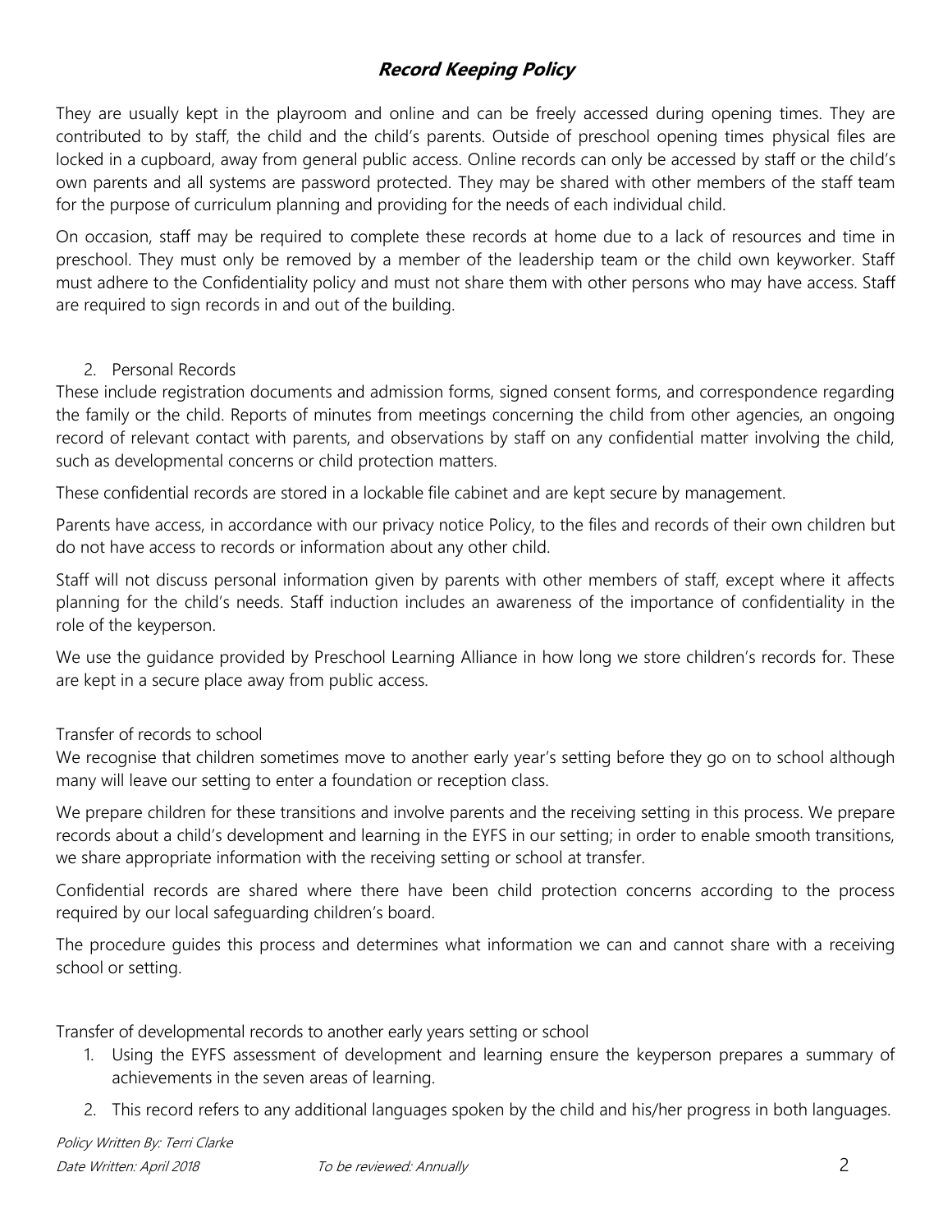# Record Keeping Policy

They are usually kept in the playroom and online and can be freely accessed during opening times. They are contributed to by staff, the child and the child's parents. Outside of preschool opening times physical files are locked in a cupboard, away from general public access. Online records can only be accessed by staff or the child's own parents and all systems are password protected. They may be shared with other members of the staff team for the purpose of curriculum planning and providing for the needs of each individual child.

On occasion, staff may be required to complete these records at home due to a lack of resources and time in preschool. They must only be removed by a member of the leadership team or the child own keyworker. Staff must adhere to the Confidentiality policy and must not share them with other persons who may have access. Staff are required to sign records in and out of the building.

2. Personal Records

These include registration documents and admission forms, signed consent forms, and correspondence regarding the family or the child. Reports of minutes from meetings concerning the child from other agencies, an ongoing record of relevant contact with parents, and observations by staff on any confidential matter involving the child, such as developmental concerns or child protection matters.

These confidential records are stored in a lockable file cabinet and are kept secure by management.

Parents have access, in accordance with our privacy notice Policy, to the files and records of their own children but do not have access to records or information about any other child.

Staff will not discuss personal information given by parents with other members of staff, except where it affects planning for the child's needs. Staff induction includes an awareness of the importance of confidentiality in the role of the keyperson.

We use the guidance provided by Preschool Learning Alliance in how long we store children's records for. These are kept in a secure place away from public access.

Transfer of records to school

We recognise that children sometimes move to another early year's setting before they go on to school although many will leave our setting to enter a foundation or reception class.

We prepare children for these transitions and involve parents and the receiving setting in this process. We prepare records about a child's development and learning in the EYFS in our setting; in order to enable smooth transitions, we share appropriate information with the receiving setting or school at transfer.

Confidential records are shared where there have been child protection concerns according to the process required by our local safeguarding children's board.

The procedure guides this process and determines what information we can and cannot share with a receiving school or setting.

Transfer of developmental records to another early years setting or school

1. Using the EYFS assessment of development and learning ensure the keyperson prepares a summary of achievements in the seven areas of learning.
2. This record refers to any additional languages spoken by the child and his/her progress in both languages.

*Policy Written By: Terri Clarke*

*Date Written: April 2018* *To be reviewed: Annually*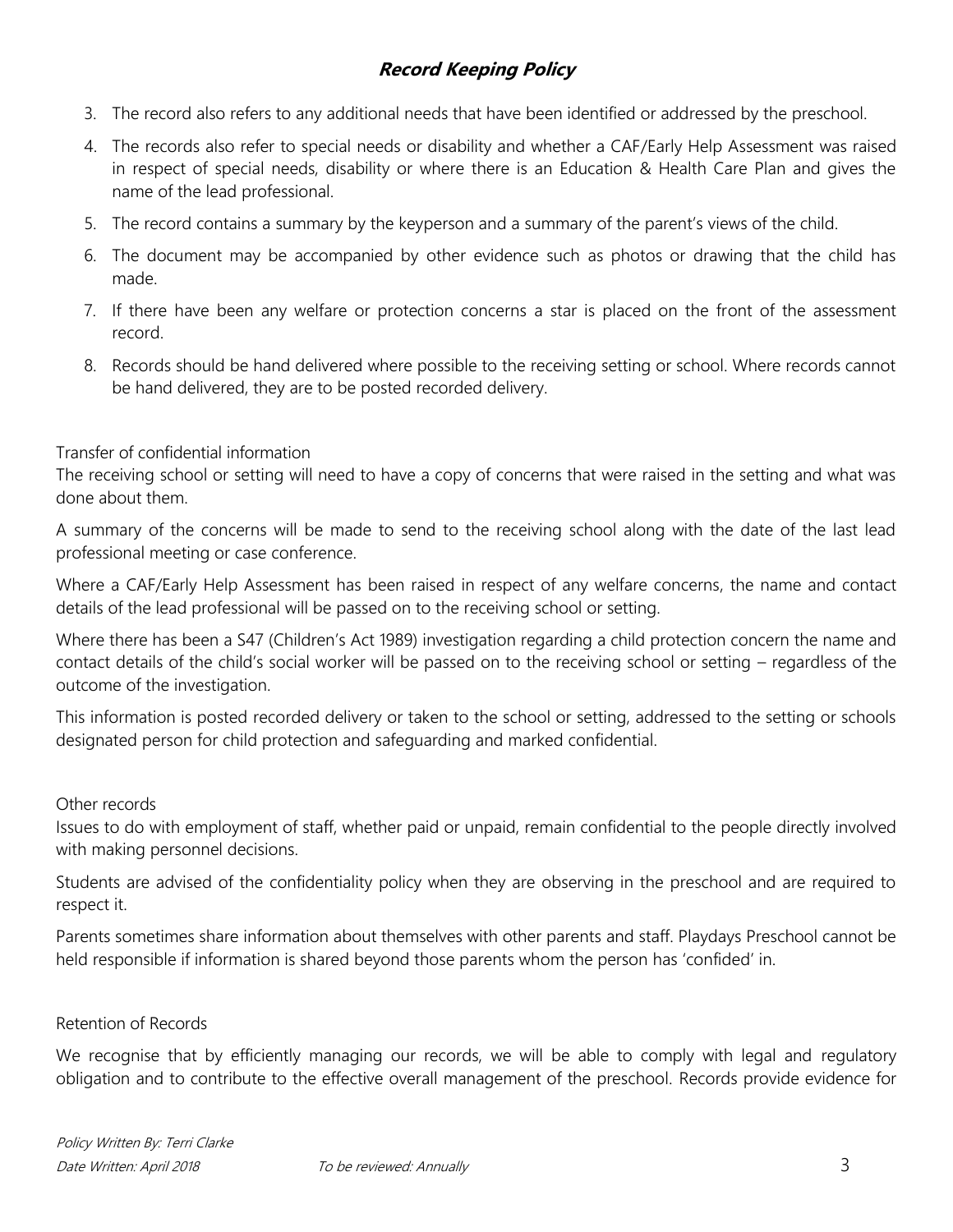3. The record also refers to any additional needs that have been identified or addressed by the preschool.
4. The records also refer to special needs or disability and whether a CAF/Early Help Assessment was raised in respect of special needs, disability or where there is an Education & Health Care Plan and gives the name of the lead professional.
5. The record contains a summary by the keyperson and a summary of the parent's views of the child.
6. The document may be accompanied by other evidence such as photos or drawing that the child has made.
7. If there have been any welfare or protection concerns a star is placed on the front of the assessment record.
8. Records should be hand delivered where possible to the receiving setting or school. Where records cannot be hand delivered, they are to be posted recorded delivery.

Transfer of confidential information

The receiving school or setting will need to have a copy of concerns that were raised in the setting and what was done about them.

A summary of the concerns will be made to send to the receiving school along with the date of the last lead professional meeting or case conference.

Where a CAF/Early Help Assessment has been raised in respect of any welfare concerns, the name and contact details of the lead professional will be passed on to the receiving school or setting.

Where there has been a S47 (Children's Act 1989) investigation regarding a child protection concern the name and contact details of the child's social worker will be passed on to the receiving school or setting – regardless of the outcome of the investigation.

This information is posted recorded delivery or taken to the school or setting, addressed to the setting or schools designated person for child protection and safeguarding and marked confidential.

Other records

Issues to do with employment of staff, whether paid or unpaid, remain confidential to the people directly involved with making personnel decisions.

Students are advised of the confidentiality policy when they are observing in the preschool and are required to respect it.

Parents sometimes share information about themselves with other parents and staff. Playdays Preschool cannot be held responsible if information is shared beyond those parents whom the person has 'confided' in.

Retention of Records

We recognise that by efficiently managing our records, we will be able to comply with legal and regulatory obligation and to contribute to the effective overall management of the preschool. Records provide evidence for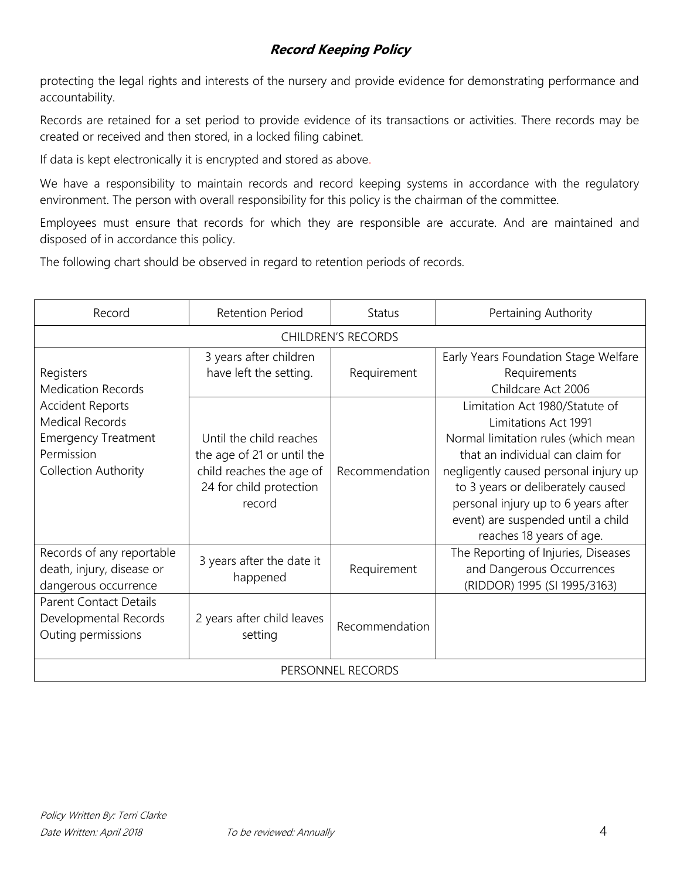protecting the legal rights and interests of the nursery and provide evidence for demonstrating performance and accountability.

Records are retained for a set period to provide evidence of its transactions or activities. There records may be created or received and then stored, in a locked filing cabinet.

If data is kept electronically it is encrypted and stored as above.

We have a responsibility to maintain records and record keeping systems in accordance with the regulatory environment. The person with overall responsibility for this policy is the chairman of the committee.

Employees must ensure that records for which they are responsible are accurate. And are maintained and disposed of in accordance this policy.

The following chart should be observed in regard to retention periods of records.

| Record | Retention Period | Status | Pertaining Authority |
|---|---|---|---|
| CHILDREN'S RECORDS | | | |
| Registers<br>Medication Records<br>Accident Reports<br>Medical Records<br>Emergency Treatment Permission<br>Collection Authority | 3 years after children have left the setting. | Requirement | Early Years Foundation Stage Welfare Requirements<br>Childcare Act 2006 |
| | Until the child reaches the age of 21 or until the child reaches the age of 24 for child protection record | Recommendation | Limitation Act 1980/Statute of Limitations Act 1991<br>Normal limitation rules (which mean that an individual can claim for negligently caused personal injury up to 3 years or deliberately caused personal injury up to 6 years after event) are suspended until a child reaches 18 years of age. |
| Records of any reportable death, injury, disease or dangerous occurrence | 3 years after the date it happened | Requirement | The Reporting of Injuries, Diseases and Dangerous Occurrences (RIDDOR) 1995 (SI 1995/3163) |
| Parent Contact Details<br>Developmental Records<br>Outing permissions | 2 years after child leaves setting | Recommendation | |
| PERSONNEL RECORDS | | | |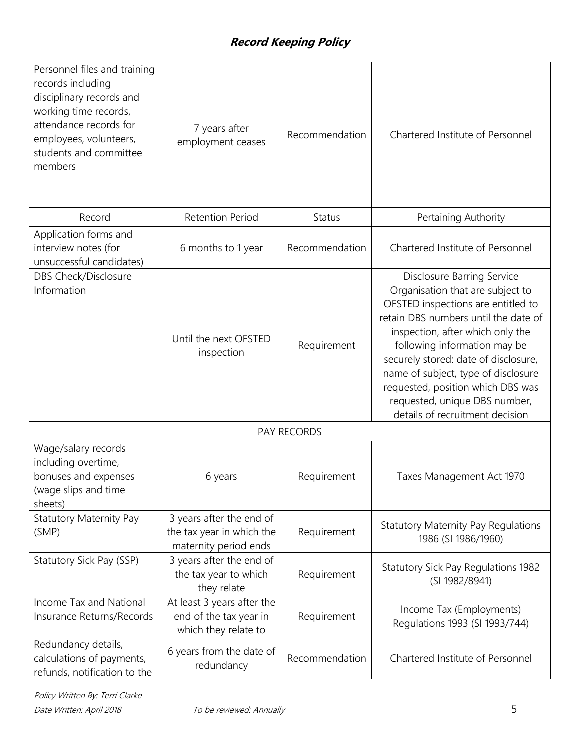# Record Keeping Policy

| Record | Retention Period | Status | Pertaining Authority |
|---|---|---|---|
| Personnel files and training records including disciplinary records and working time records, attendance records for employees, volunteers, students and committee members | 7 years after employment ceases | Recommendation | Chartered Institute of Personnel |
| Record | Retention Period | Status | Pertaining Authority |
| Application forms and interview notes (for unsuccessful candidates) | 6 months to 1 year | Recommendation | Chartered Institute of Personnel |
| DBS Check/Disclosure Information | Until the next OFSTED inspection | Requirement | Disclosure Barring Service Organisation that are subject to OFSTED inspections are entitled to retain DBS numbers until the date of inspection, after which only the following information may be securely stored: date of disclosure, name of subject, type of disclosure requested, position which DBS was requested, unique DBS number, details of recruitment decision |
| PAY RECORDS | | | |
| Wage/salary records including overtime, bonuses and expenses (wage slips and time sheets) | 6 years | Requirement | Taxes Management Act 1970 |
| Statutory Maternity Pay (SMP) | 3 years after the end of the tax year in which the maternity period ends | Requirement | Statutory Maternity Pay Regulations 1986 (SI 1986/1960) |
| Statutory Sick Pay (SSP) | 3 years after the end of the tax year to which they relate | Requirement | Statutory Sick Pay Regulations 1982 (SI 1982/8941) |
| Income Tax and National Insurance Returns/Records | At least 3 years after the end of the tax year in which they relate to | Requirement | Income Tax (Employments) Regulations 1993 (SI 1993/744) |
| Redundancy details, calculations of payments, refunds, notification to the | 6 years from the date of redundancy | Recommendation | Chartered Institute of Personnel |

*Policy Written By: Terri Clarke*
*Date Written: April 2018* *To be reviewed: Annually*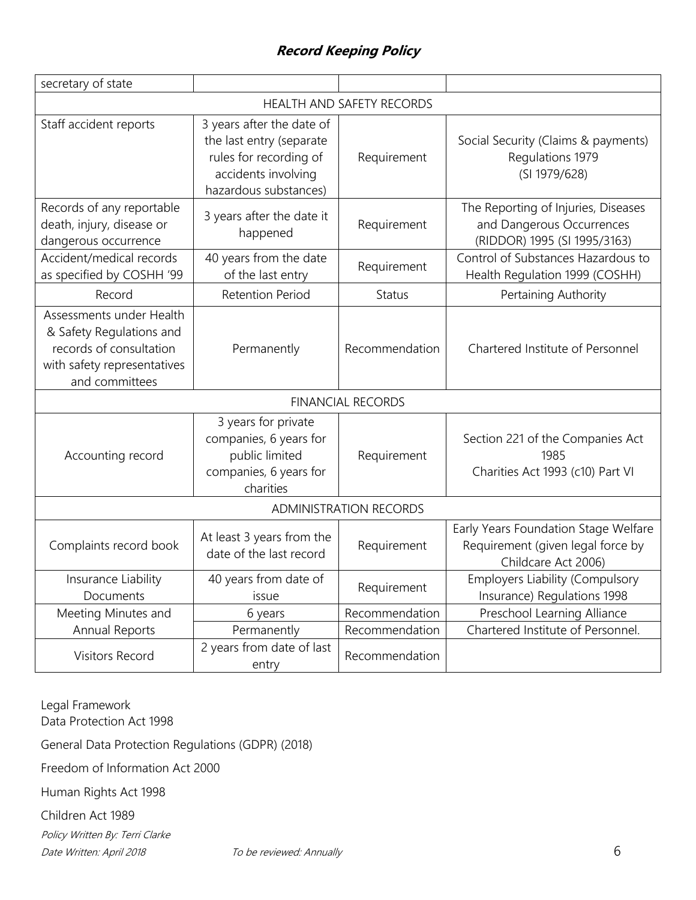| | | | |
|---|---|---|---|
| secretary of state | | | |
| HEALTH AND SAFETY RECORDS | | | |
| Staff accident reports | 3 years after the date of the last entry (separate rules for recording of accidents involving hazardous substances) | Requirement | Social Security (Claims & payments) Regulations 1979 (SI 1979/628) |
| Records of any reportable death, injury, disease or dangerous occurrence | 3 years after the date it happened | Requirement | The Reporting of Injuries, Diseases and Dangerous Occurrences (RIDDOR) 1995 (SI 1995/3163) |
| Accident/medical records as specified by COSHH '99 | 40 years from the date of the last entry | Requirement | Control of Substances Hazardous to Health Regulation 1999 (COSHH) |
| Record | Retention Period | Status | Pertaining Authority |
| Assessments under Health & Safety Regulations and records of consultation with safety representatives and committees | Permanently | Recommendation | Chartered Institute of Personnel |
| FINANCIAL RECORDS | | | |
| Accounting record | 3 years for private companies, 6 years for public limited companies, 6 years for charities | Requirement | Section 221 of the Companies Act 1985 Charities Act 1993 (c10) Part VI |
| ADMINISTRATION RECORDS | | | |
| Complaints record book | At least 3 years from the date of the last record | Requirement | Early Years Foundation Stage Welfare Requirement (given legal force by Childcare Act 2006) |
| Insurance Liability Documents | 40 years from date of issue | Requirement | Employers Liability (Compulsory Insurance) Regulations 1998 |
| Meeting Minutes and Annual Reports | 6 years | Recommendation | Preschool Learning Alliance |
| | Permanently | Recommendation | Chartered Institute of Personnel. |
| Visitors Record | 2 years from date of last entry | Recommendation | |

Legal Framework
Data Protection Act 1998

General Data Protection Regulations (GDPR) (2018)

Freedom of Information Act 2000

Human Rights Act 1998

Children Act 1989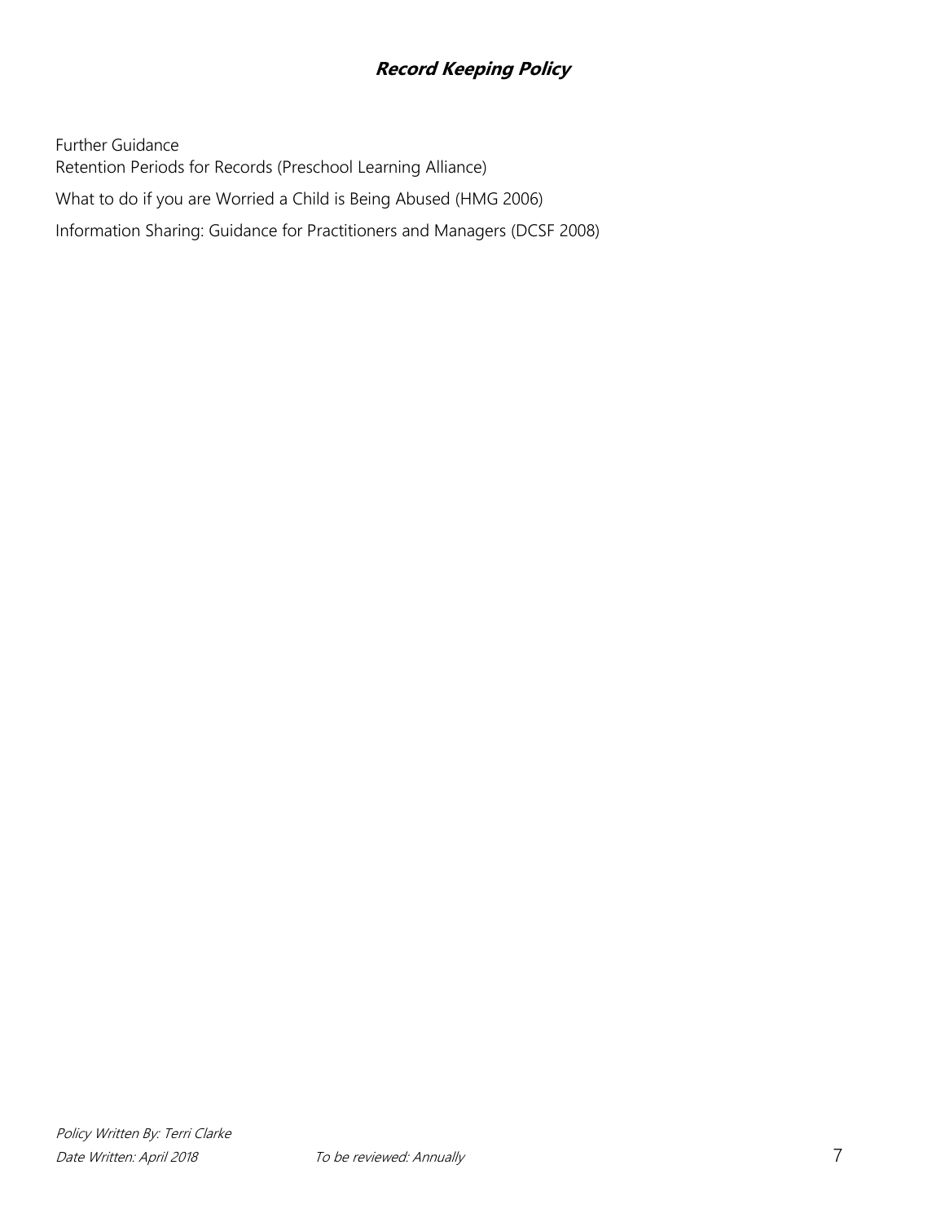Further Guidance

Retention Periods for Records (Preschool Learning Alliance)

What to do if you are Worried a Child is Being Abused (HMG 2006)

Information Sharing: Guidance for Practitioners and Managers (DCSF 2008)